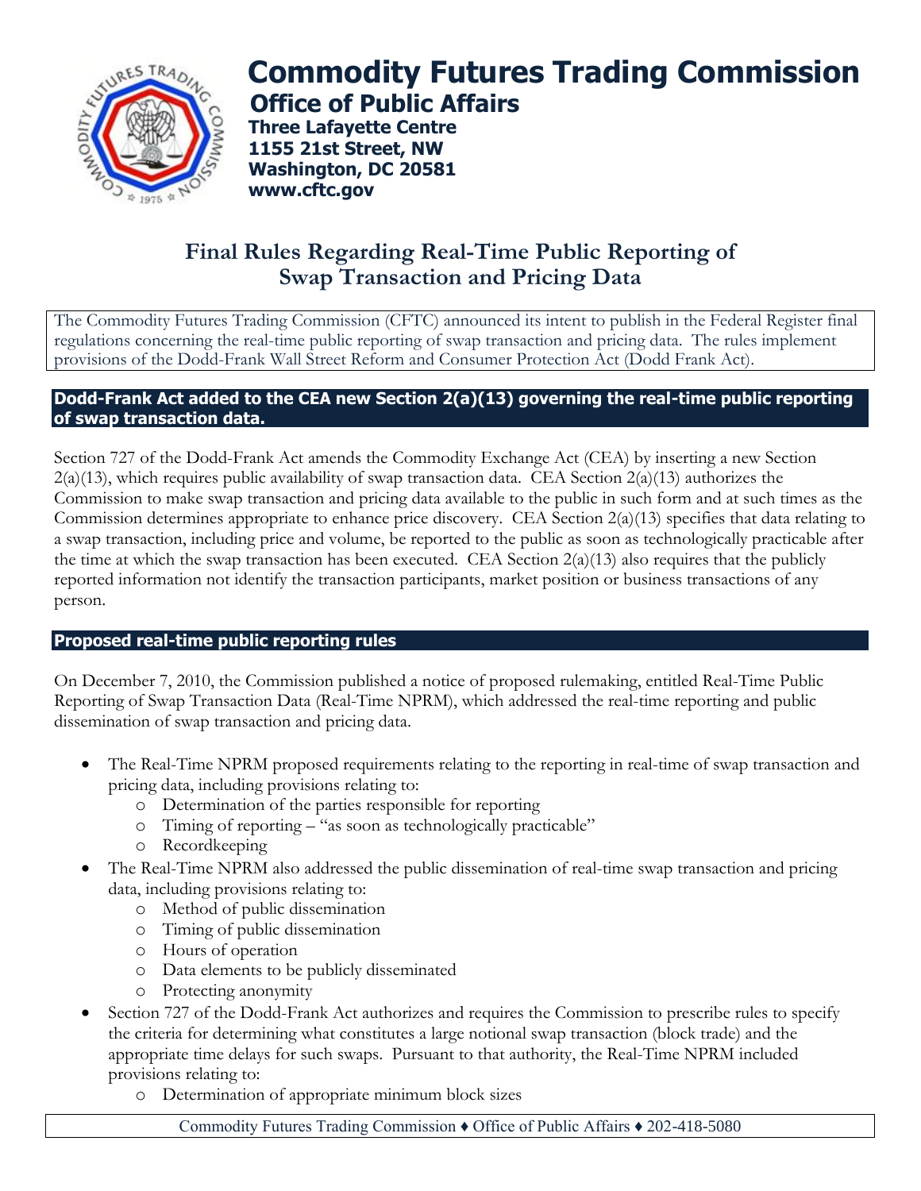# Commodity Futures Trading Commission

## Office of Public Affairs

**Three Lafayette Centre**
**1155 21st Street, NW**
**Washington, DC 20581**
**www.cftc.gov**

## Final Rules Regarding Real-Time Public Reporting of Swap Transaction and Pricing Data

The Commodity Futures Trading Commission (CFTC) announced its intent to publish in the Federal Register final regulations concerning the real-time public reporting of swap transaction and pricing data. The rules implement provisions of the Dodd-Frank Wall Street Reform and Consumer Protection Act (Dodd Frank Act).

### Dodd-Frank Act added to the CEA new Section 2(a)(13) governing the real-time public reporting of swap transaction data.

Section 727 of the Dodd-Frank Act amends the Commodity Exchange Act (CEA) by inserting a new Section 2(a)(13), which requires public availability of swap transaction data. CEA Section 2(a)(13) authorizes the Commission to make swap transaction and pricing data available to the public in such form and at such times as the Commission determines appropriate to enhance price discovery. CEA Section 2(a)(13) specifies that data relating to a swap transaction, including price and volume, be reported to the public as soon as technologically practicable after the time at which the swap transaction has been executed. CEA Section 2(a)(13) also requires that the publicly reported information not identify the transaction participants, market position or business transactions of any person.

### Proposed real-time public reporting rules

On December 7, 2010, the Commission published a notice of proposed rulemaking, entitled Real-Time Public Reporting of Swap Transaction Data (Real-Time NPRM), which addressed the real-time reporting and public dissemination of swap transaction and pricing data.

- The Real-Time NPRM proposed requirements relating to the reporting in real-time of swap transaction and pricing data, including provisions relating to:
  - Determination of the parties responsible for reporting
  - Timing of reporting – "as soon as technologically practicable"
  - Recordkeeping
- The Real-Time NPRM also addressed the public dissemination of real-time swap transaction and pricing data, including provisions relating to:
  - Method of public dissemination
  - Timing of public dissemination
  - Hours of operation
  - Data elements to be publicly disseminated
  - Protecting anonymity
- Section 727 of the Dodd-Frank Act authorizes and requires the Commission to prescribe rules to specify the criteria for determining what constitutes a large notional swap transaction (block trade) and the appropriate time delays for such swaps. Pursuant to that authority, the Real-Time NPRM included provisions relating to:
  - Determination of appropriate minimum block sizes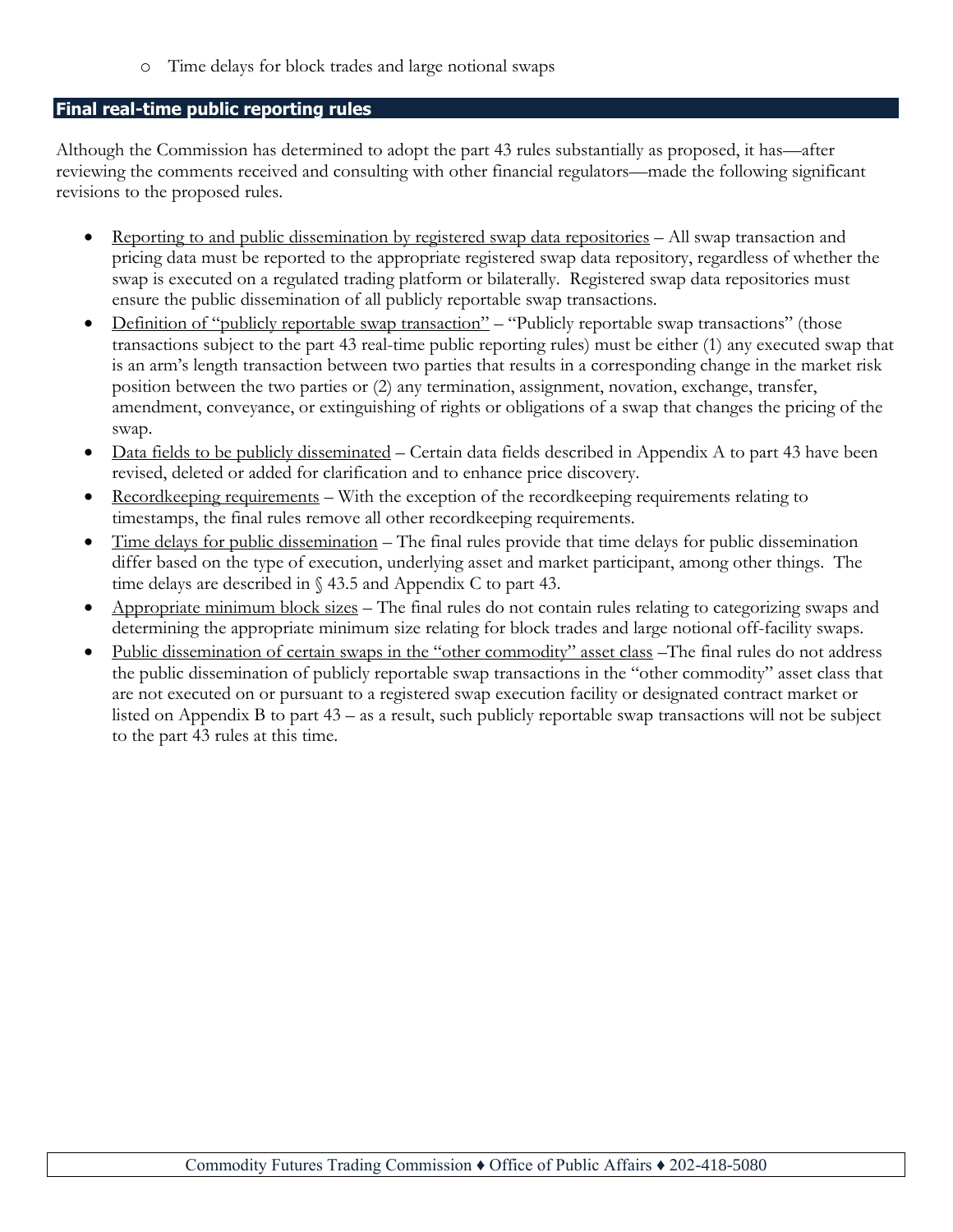- Time delays for block trades and large notional swaps

## Final real-time public reporting rules

Although the Commission has determined to adopt the part 43 rules substantially as proposed, it has—after reviewing the comments received and consulting with other financial regulators—made the following significant revisions to the proposed rules.

- Reporting to and public dissemination by registered swap data repositories – All swap transaction and pricing data must be reported to the appropriate registered swap data repository, regardless of whether the swap is executed on a regulated trading platform or bilaterally. Registered swap data repositories must ensure the public dissemination of all publicly reportable swap transactions.
- Definition of "publicly reportable swap transaction" – "Publicly reportable swap transactions" (those transactions subject to the part 43 real-time public reporting rules) must be either (1) any executed swap that is an arm's length transaction between two parties that results in a corresponding change in the market risk position between the two parties or (2) any termination, assignment, novation, exchange, transfer, amendment, conveyance, or extinguishing of rights or obligations of a swap that changes the pricing of the swap.
- Data fields to be publicly disseminated – Certain data fields described in Appendix A to part 43 have been revised, deleted or added for clarification and to enhance price discovery.
- Recordkeeping requirements – With the exception of the recordkeeping requirements relating to timestamps, the final rules remove all other recordkeeping requirements.
- Time delays for public dissemination – The final rules provide that time delays for public dissemination differ based on the type of execution, underlying asset and market participant, among other things. The time delays are described in § 43.5 and Appendix C to part 43.
- Appropriate minimum block sizes – The final rules do not contain rules relating to categorizing swaps and determining the appropriate minimum size relating for block trades and large notional off-facility swaps.
- Public dissemination of certain swaps in the "other commodity" asset class –The final rules do not address the public dissemination of publicly reportable swap transactions in the "other commodity" asset class that are not executed on or pursuant to a registered swap execution facility or designated contract market or listed on Appendix B to part 43 – as a result, such publicly reportable swap transactions will not be subject to the part 43 rules at this time.